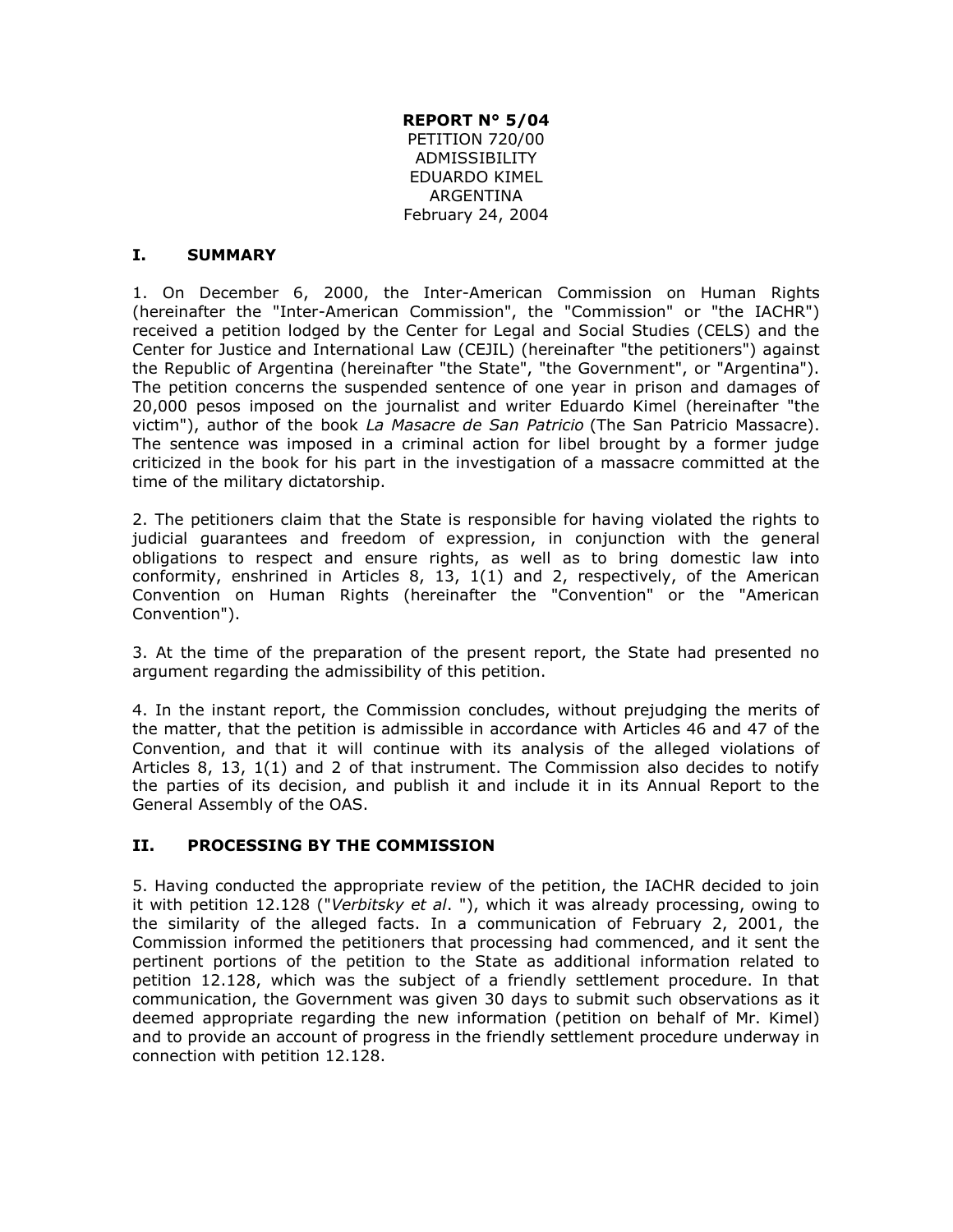**REPORT N° 5/04**
PETITION 720/00
ADMISSIBILITY
EDUARDO KIMEL
ARGENTINA
February 24, 2004

## I. SUMMARY

1. On December 6, 2000, the Inter-American Commission on Human Rights (hereinafter the "Inter-American Commission", the "Commission" or "the IACHR") received a petition lodged by the Center for Legal and Social Studies (CELS) and the Center for Justice and International Law (CEJIL) (hereinafter "the petitioners") against the Republic of Argentina (hereinafter "the State", "the Government", or "Argentina"). The petition concerns the suspended sentence of one year in prison and damages of 20,000 pesos imposed on the journalist and writer Eduardo Kimel (hereinafter "the victim"), author of the book *La Masacre de San Patricio* (The San Patricio Massacre). The sentence was imposed in a criminal action for libel brought by a former judge criticized in the book for his part in the investigation of a massacre committed at the time of the military dictatorship.

2. The petitioners claim that the State is responsible for having violated the rights to judicial guarantees and freedom of expression, in conjunction with the general obligations to respect and ensure rights, as well as to bring domestic law into conformity, enshrined in Articles 8, 13, 1(1) and 2, respectively, of the American Convention on Human Rights (hereinafter the "Convention" or the "American Convention").

3. At the time of the preparation of the present report, the State had presented no argument regarding the admissibility of this petition.

4. In the instant report, the Commission concludes, without prejudging the merits of the matter, that the petition is admissible in accordance with Articles 46 and 47 of the Convention, and that it will continue with its analysis of the alleged violations of Articles 8, 13, 1(1) and 2 of that instrument. The Commission also decides to notify the parties of its decision, and publish it and include it in its Annual Report to the General Assembly of the OAS.

## II. PROCESSING BY THE COMMISSION

5. Having conducted the appropriate review of the petition, the IACHR decided to join it with petition 12.128 ("*Verbitsky et al*. "), which it was already processing, owing to the similarity of the alleged facts. In a communication of February 2, 2001, the Commission informed the petitioners that processing had commenced, and it sent the pertinent portions of the petition to the State as additional information related to petition 12.128, which was the subject of a friendly settlement procedure. In that communication, the Government was given 30 days to submit such observations as it deemed appropriate regarding the new information (petition on behalf of Mr. Kimel) and to provide an account of progress in the friendly settlement procedure underway in connection with petition 12.128.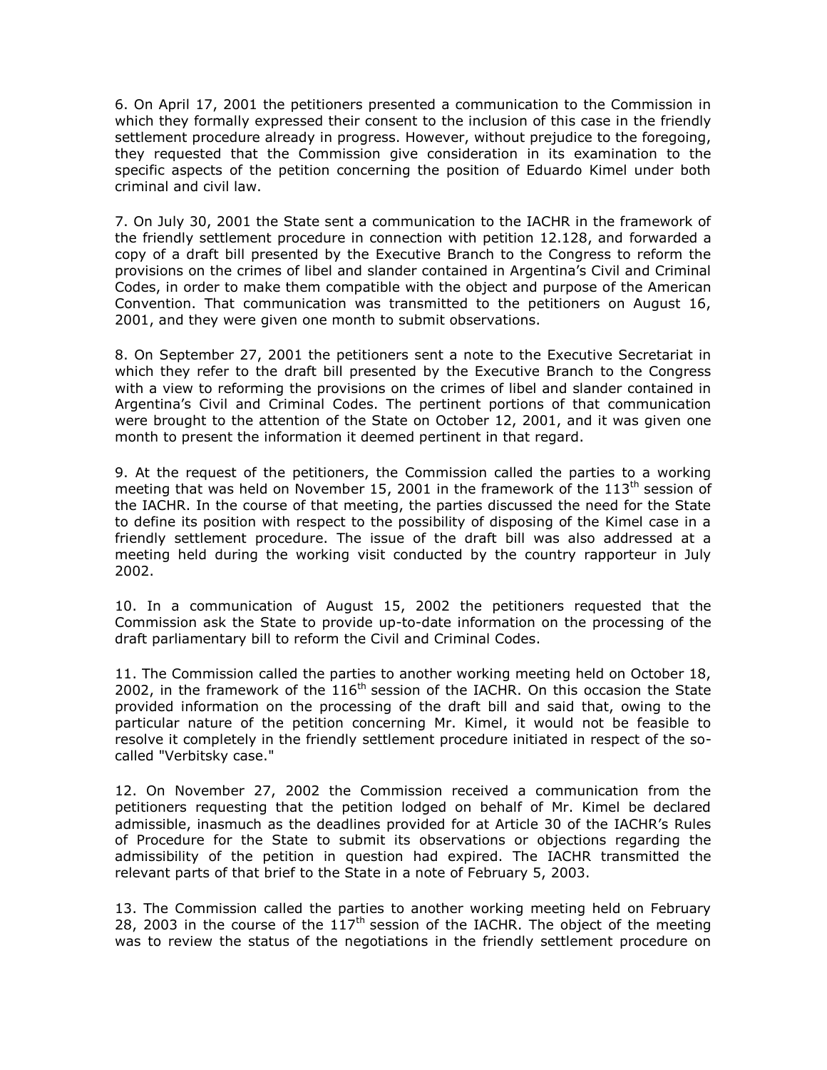6. On April 17, 2001 the petitioners presented a communication to the Commission in which they formally expressed their consent to the inclusion of this case in the friendly settlement procedure already in progress. However, without prejudice to the foregoing, they requested that the Commission give consideration in its examination to the specific aspects of the petition concerning the position of Eduardo Kimel under both criminal and civil law.

7. On July 30, 2001 the State sent a communication to the IACHR in the framework of the friendly settlement procedure in connection with petition 12.128, and forwarded a copy of a draft bill presented by the Executive Branch to the Congress to reform the provisions on the crimes of libel and slander contained in Argentina's Civil and Criminal Codes, in order to make them compatible with the object and purpose of the American Convention. That communication was transmitted to the petitioners on August 16, 2001, and they were given one month to submit observations.

8. On September 27, 2001 the petitioners sent a note to the Executive Secretariat in which they refer to the draft bill presented by the Executive Branch to the Congress with a view to reforming the provisions on the crimes of libel and slander contained in Argentina's Civil and Criminal Codes. The pertinent portions of that communication were brought to the attention of the State on October 12, 2001, and it was given one month to present the information it deemed pertinent in that regard.

9. At the request of the petitioners, the Commission called the parties to a working meeting that was held on November 15, 2001 in the framework of the 113th session of the IACHR. In the course of that meeting, the parties discussed the need for the State to define its position with respect to the possibility of disposing of the Kimel case in a friendly settlement procedure. The issue of the draft bill was also addressed at a meeting held during the working visit conducted by the country rapporteur in July 2002.

10. In a communication of August 15, 2002 the petitioners requested that the Commission ask the State to provide up-to-date information on the processing of the draft parliamentary bill to reform the Civil and Criminal Codes.

11. The Commission called the parties to another working meeting held on October 18, 2002, in the framework of the 116th session of the IACHR. On this occasion the State provided information on the processing of the draft bill and said that, owing to the particular nature of the petition concerning Mr. Kimel, it would not be feasible to resolve it completely in the friendly settlement procedure initiated in respect of the so-called "Verbitsky case."

12. On November 27, 2002 the Commission received a communication from the petitioners requesting that the petition lodged on behalf of Mr. Kimel be declared admissible, inasmuch as the deadlines provided for at Article 30 of the IACHR's Rules of Procedure for the State to submit its observations or objections regarding the admissibility of the petition in question had expired. The IACHR transmitted the relevant parts of that brief to the State in a note of February 5, 2003.

13. The Commission called the parties to another working meeting held on February 28, 2003 in the course of the 117th session of the IACHR. The object of the meeting was to review the status of the negotiations in the friendly settlement procedure on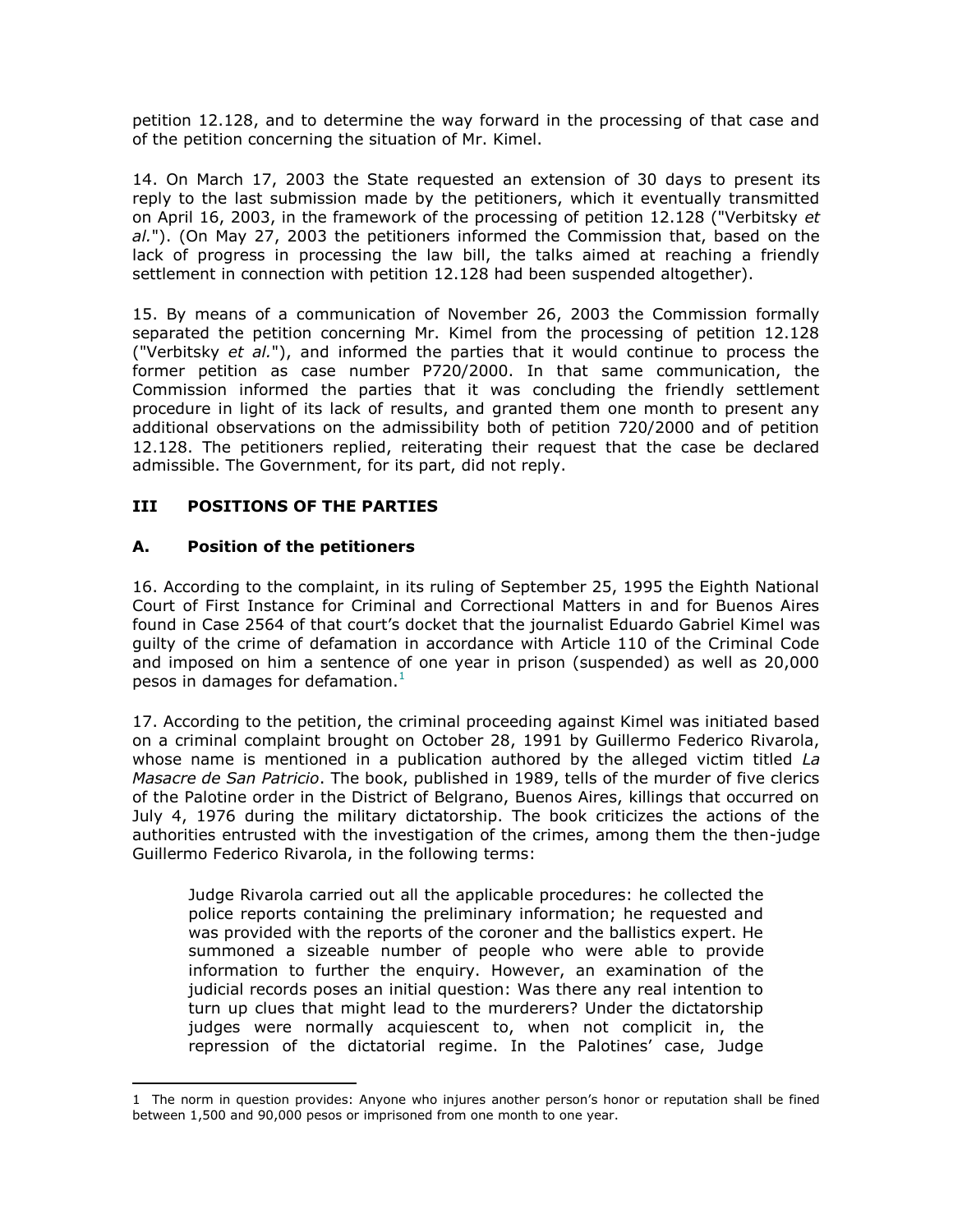petition 12.128, and to determine the way forward in the processing of that case and of the petition concerning the situation of Mr. Kimel.

14. On March 17, 2003 the State requested an extension of 30 days to present its reply to the last submission made by the petitioners, which it eventually transmitted on April 16, 2003, in the framework of the processing of petition 12.128 ("Verbitsky *et al.*"). (On May 27, 2003 the petitioners informed the Commission that, based on the lack of progress in processing the law bill, the talks aimed at reaching a friendly settlement in connection with petition 12.128 had been suspended altogether).

15. By means of a communication of November 26, 2003 the Commission formally separated the petition concerning Mr. Kimel from the processing of petition 12.128 ("Verbitsky *et al.*"), and informed the parties that it would continue to process the former petition as case number P720/2000. In that same communication, the Commission informed the parties that it was concluding the friendly settlement procedure in light of its lack of results, and granted them one month to present any additional observations on the admissibility both of petition 720/2000 and of petition 12.128. The petitioners replied, reiterating their request that the case be declared admissible. The Government, for its part, did not reply.

## III POSITIONS OF THE PARTIES

### A. Position of the petitioners

16. According to the complaint, in its ruling of September 25, 1995 the Eighth National Court of First Instance for Criminal and Correctional Matters in and for Buenos Aires found in Case 2564 of that court's docket that the journalist Eduardo Gabriel Kimel was guilty of the crime of defamation in accordance with Article 110 of the Criminal Code and imposed on him a sentence of one year in prison (suspended) as well as 20,000 pesos in damages for defamation.[1]

17. According to the petition, the criminal proceeding against Kimel was initiated based on a criminal complaint brought on October 28, 1991 by Guillermo Federico Rivarola, whose name is mentioned in a publication authored by the alleged victim titled *La Masacre de San Patricio*. The book, published in 1989, tells of the murder of five clerics of the Palotine order in the District of Belgrano, Buenos Aires, killings that occurred on July 4, 1976 during the military dictatorship. The book criticizes the actions of the authorities entrusted with the investigation of the crimes, among them the then-judge Guillermo Federico Rivarola, in the following terms:

> Judge Rivarola carried out all the applicable procedures: he collected the police reports containing the preliminary information; he requested and was provided with the reports of the coroner and the ballistics expert. He summoned a sizeable number of people who were able to provide information to further the enquiry. However, an examination of the judicial records poses an initial question: Was there any real intention to turn up clues that might lead to the murderers? Under the dictatorship judges were normally acquiescent to, when not complicit in, the repression of the dictatorial regime. In the Palotines' case, Judge

---

1 The norm in question provides: Anyone who injures another person's honor or reputation shall be fined between 1,500 and 90,000 pesos or imprisoned from one month to one year.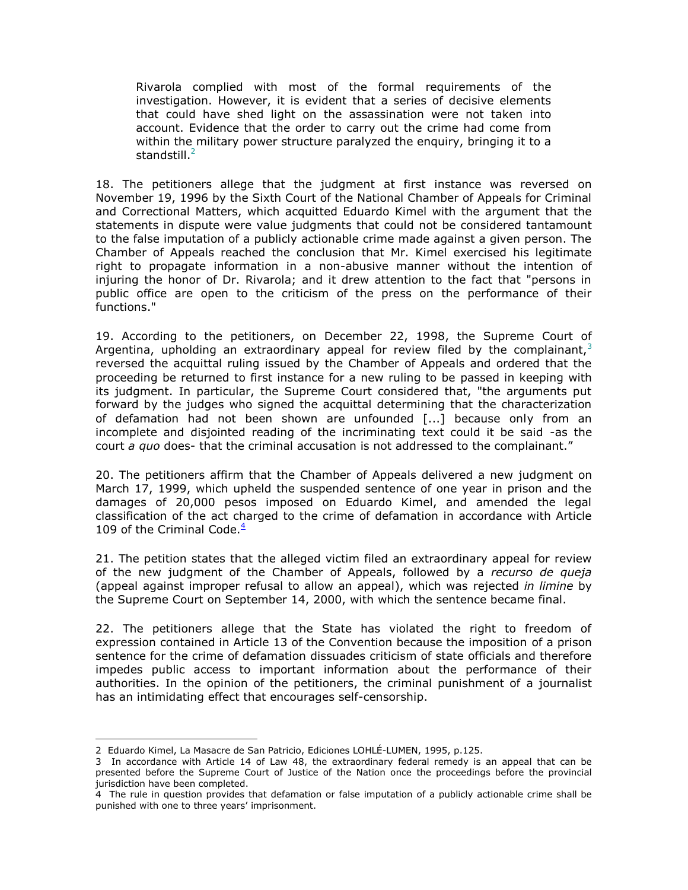> Rivarola complied with most of the formal requirements of the investigation. However, it is evident that a series of decisive elements that could have shed light on the assassination were not taken into account. Evidence that the order to carry out the crime had come from within the military power structure paralyzed the enquiry, bringing it to a standstill.[2]

18. The petitioners allege that the judgment at first instance was reversed on November 19, 1996 by the Sixth Court of the National Chamber of Appeals for Criminal and Correctional Matters, which acquitted Eduardo Kimel with the argument that the statements in dispute were value judgments that could not be considered tantamount to the false imputation of a publicly actionable crime made against a given person. The Chamber of Appeals reached the conclusion that Mr. Kimel exercised his legitimate right to propagate information in a non-abusive manner without the intention of injuring the honor of Dr. Rivarola; and it drew attention to the fact that "persons in public office are open to the criticism of the press on the performance of their functions."

19. According to the petitioners, on December 22, 1998, the Supreme Court of Argentina, upholding an extraordinary appeal for review filed by the complainant,[3] reversed the acquittal ruling issued by the Chamber of Appeals and ordered that the proceeding be returned to first instance for a new ruling to be passed in keeping with its judgment. In particular, the Supreme Court considered that, "the arguments put forward by the judges who signed the acquittal determining that the characterization of defamation had not been shown are unfounded [...] because only from an incomplete and disjointed reading of the incriminating text could it be said -as the court *a quo* does- that the criminal accusation is not addressed to the complainant."

20. The petitioners affirm that the Chamber of Appeals delivered a new judgment on March 17, 1999, which upheld the suspended sentence of one year in prison and the damages of 20,000 pesos imposed on Eduardo Kimel, and amended the legal classification of the act charged to the crime of defamation in accordance with Article 109 of the Criminal Code.[4]

21. The petition states that the alleged victim filed an extraordinary appeal for review of the new judgment of the Chamber of Appeals, followed by a *recurso de queja* (appeal against improper refusal to allow an appeal), which was rejected *in limine* by the Supreme Court on September 14, 2000, with which the sentence became final.

22. The petitioners allege that the State has violated the right to freedom of expression contained in Article 13 of the Convention because the imposition of a prison sentence for the crime of defamation dissuades criticism of state officials and therefore impedes public access to important information about the performance of their authorities. In the opinion of the petitioners, the criminal punishment of a journalist has an intimidating effect that encourages self-censorship.

---

2 Eduardo Kimel, La Masacre de San Patricio, Ediciones LOHLÉ-LUMEN, 1995, p.125.

3 In accordance with Article 14 of Law 48, the extraordinary federal remedy is an appeal that can be presented before the Supreme Court of Justice of the Nation once the proceedings before the provincial jurisdiction have been completed.

4 The rule in question provides that defamation or false imputation of a publicly actionable crime shall be punished with one to three years' imprisonment.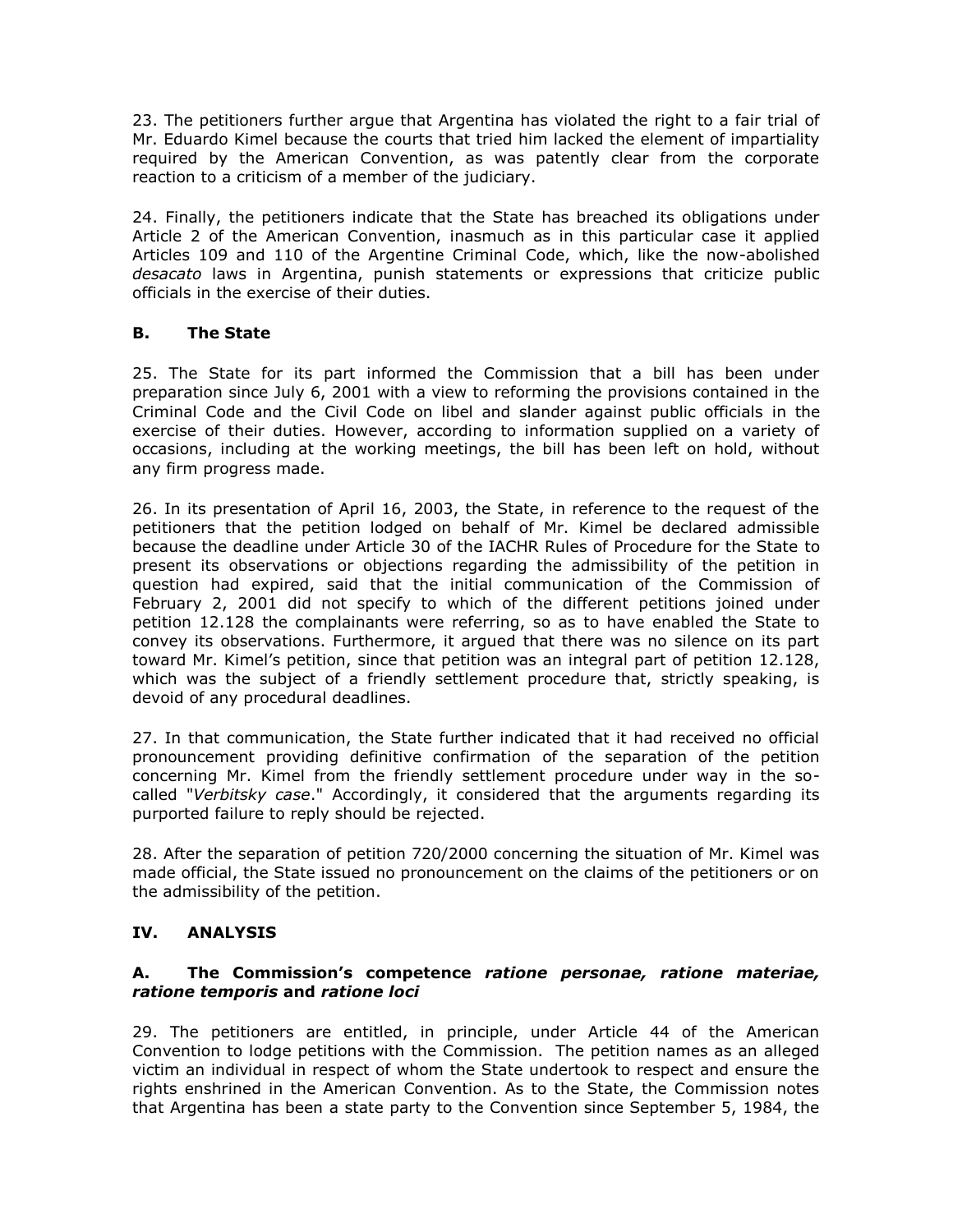23. The petitioners further argue that Argentina has violated the right to a fair trial of Mr. Eduardo Kimel because the courts that tried him lacked the element of impartiality required by the American Convention, as was patently clear from the corporate reaction to a criticism of a member of the judiciary.

24. Finally, the petitioners indicate that the State has breached its obligations under Article 2 of the American Convention, inasmuch as in this particular case it applied Articles 109 and 110 of the Argentine Criminal Code, which, like the now-abolished *desacato* laws in Argentina, punish statements or expressions that criticize public officials in the exercise of their duties.

### B. The State

25. The State for its part informed the Commission that a bill has been under preparation since July 6, 2001 with a view to reforming the provisions contained in the Criminal Code and the Civil Code on libel and slander against public officials in the exercise of their duties. However, according to information supplied on a variety of occasions, including at the working meetings, the bill has been left on hold, without any firm progress made.

26. In its presentation of April 16, 2003, the State, in reference to the request of the petitioners that the petition lodged on behalf of Mr. Kimel be declared admissible because the deadline under Article 30 of the IACHR Rules of Procedure for the State to present its observations or objections regarding the admissibility of the petition in question had expired, said that the initial communication of the Commission of February 2, 2001 did not specify to which of the different petitions joined under petition 12.128 the complainants were referring, so as to have enabled the State to convey its observations. Furthermore, it argued that there was no silence on its part toward Mr. Kimel's petition, since that petition was an integral part of petition 12.128, which was the subject of a friendly settlement procedure that, strictly speaking, is devoid of any procedural deadlines.

27. In that communication, the State further indicated that it had received no official pronouncement providing definitive confirmation of the separation of the petition concerning Mr. Kimel from the friendly settlement procedure under way in the so-called "*Verbitsky case*." Accordingly, it considered that the arguments regarding its purported failure to reply should be rejected.

28. After the separation of petition 720/2000 concerning the situation of Mr. Kimel was made official, the State issued no pronouncement on the claims of the petitioners or on the admissibility of the petition.

## IV. ANALYSIS

### A. The Commission's competence *ratione personae, ratione materiae, ratione temporis* and *ratione loci*

29. The petitioners are entitled, in principle, under Article 44 of the American Convention to lodge petitions with the Commission. The petition names as an alleged victim an individual in respect of whom the State undertook to respect and ensure the rights enshrined in the American Convention. As to the State, the Commission notes that Argentina has been a state party to the Convention since September 5, 1984, the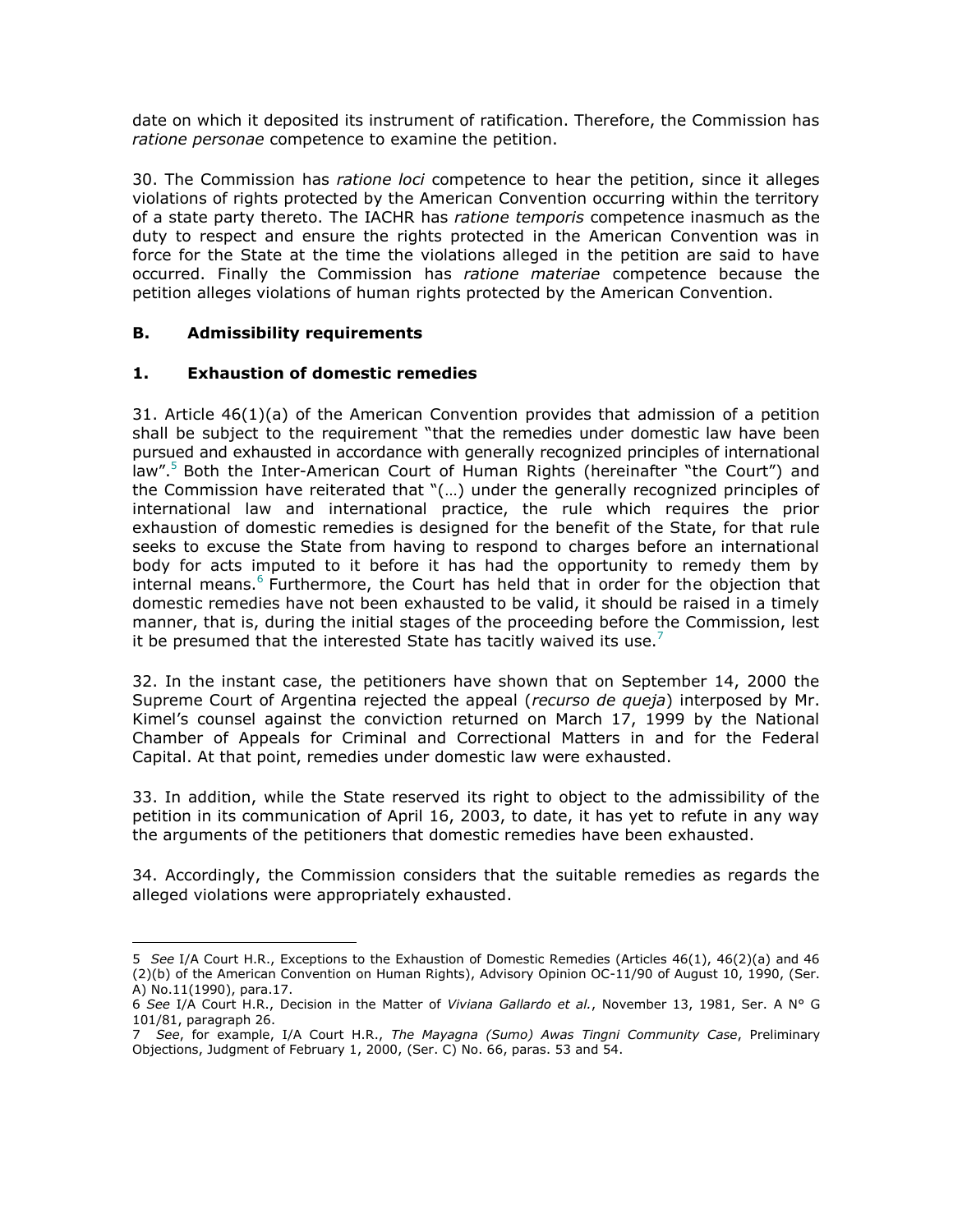date on which it deposited its instrument of ratification. Therefore, the Commission has *ratione personae* competence to examine the petition.

30. The Commission has *ratione loci* competence to hear the petition, since it alleges violations of rights protected by the American Convention occurring within the territory of a state party thereto. The IACHR has *ratione temporis* competence inasmuch as the duty to respect and ensure the rights protected in the American Convention was in force for the State at the time the violations alleged in the petition are said to have occurred. Finally the Commission has *ratione materiae* competence because the petition alleges violations of human rights protected by the American Convention.

## B. Admissibility requirements

### 1. Exhaustion of domestic remedies

31. Article 46(1)(a) of the American Convention provides that admission of a petition shall be subject to the requirement "that the remedies under domestic law have been pursued and exhausted in accordance with generally recognized principles of international law".[5] Both the Inter-American Court of Human Rights (hereinafter "the Court") and the Commission have reiterated that "(…) under the generally recognized principles of international law and international practice, the rule which requires the prior exhaustion of domestic remedies is designed for the benefit of the State, for that rule seeks to excuse the State from having to respond to charges before an international body for acts imputed to it before it has had the opportunity to remedy them by internal means.[6] Furthermore, the Court has held that in order for the objection that domestic remedies have not been exhausted to be valid, it should be raised in a timely manner, that is, during the initial stages of the proceeding before the Commission, lest it be presumed that the interested State has tacitly waived its use.[7]

32. In the instant case, the petitioners have shown that on September 14, 2000 the Supreme Court of Argentina rejected the appeal (*recurso de queja*) interposed by Mr. Kimel's counsel against the conviction returned on March 17, 1999 by the National Chamber of Appeals for Criminal and Correctional Matters in and for the Federal Capital. At that point, remedies under domestic law were exhausted.

33. In addition, while the State reserved its right to object to the admissibility of the petition in its communication of April 16, 2003, to date, it has yet to refute in any way the arguments of the petitioners that domestic remedies have been exhausted.

34. Accordingly, the Commission considers that the suitable remedies as regards the alleged violations were appropriately exhausted.

---

5 *See* I/A Court H.R., Exceptions to the Exhaustion of Domestic Remedies (Articles 46(1), 46(2)(a) and 46 (2)(b) of the American Convention on Human Rights), Advisory Opinion OC-11/90 of August 10, 1990, (Ser. A) No.11(1990), para.17.

6 *See* I/A Court H.R., Decision in the Matter of *Viviana Gallardo et al.*, November 13, 1981, Ser. A N° G 101/81, paragraph 26.

7 *See*, for example, I/A Court H.R., *The Mayagna (Sumo) Awas Tingni Community Case*, Preliminary Objections, Judgment of February 1, 2000, (Ser. C) No. 66, paras. 53 and 54.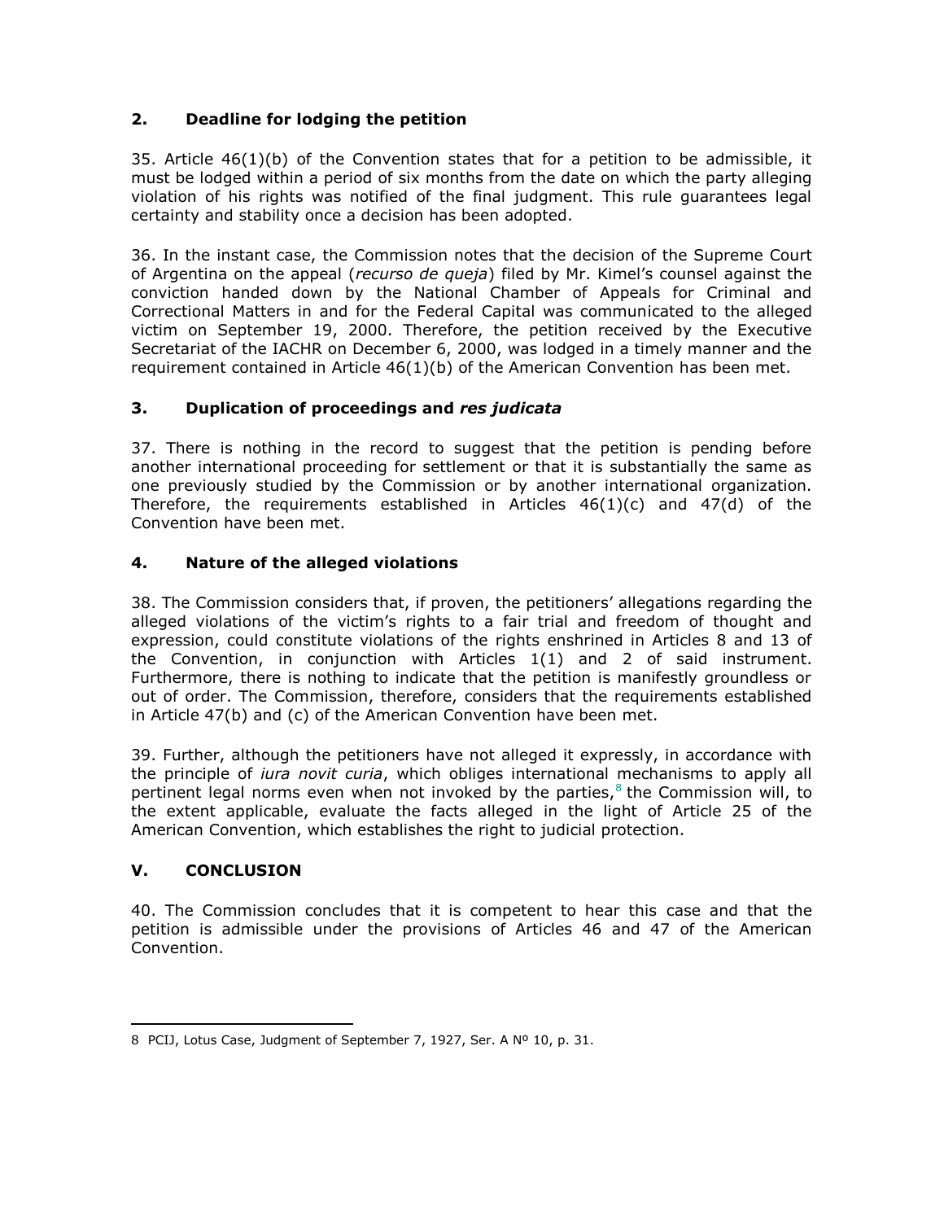### 2. Deadline for lodging the petition

35. Article 46(1)(b) of the Convention states that for a petition to be admissible, it must be lodged within a period of six months from the date on which the party alleging violation of his rights was notified of the final judgment. This rule guarantees legal certainty and stability once a decision has been adopted.

36. In the instant case, the Commission notes that the decision of the Supreme Court of Argentina on the appeal (*recurso de queja*) filed by Mr. Kimel's counsel against the conviction handed down by the National Chamber of Appeals for Criminal and Correctional Matters in and for the Federal Capital was communicated to the alleged victim on September 19, 2000. Therefore, the petition received by the Executive Secretariat of the IACHR on December 6, 2000, was lodged in a timely manner and the requirement contained in Article 46(1)(b) of the American Convention has been met.

### 3. Duplication of proceedings and *res judicata*

37. There is nothing in the record to suggest that the petition is pending before another international proceeding for settlement or that it is substantially the same as one previously studied by the Commission or by another international organization. Therefore, the requirements established in Articles 46(1)(c) and 47(d) of the Convention have been met.

### 4. Nature of the alleged violations

38. The Commission considers that, if proven, the petitioners' allegations regarding the alleged violations of the victim's rights to a fair trial and freedom of thought and expression, could constitute violations of the rights enshrined in Articles 8 and 13 of the Convention, in conjunction with Articles 1(1) and 2 of said instrument. Furthermore, there is nothing to indicate that the petition is manifestly groundless or out of order. The Commission, therefore, considers that the requirements established in Article 47(b) and (c) of the American Convention have been met.

39. Further, although the petitioners have not alleged it expressly, in accordance with the principle of *iura novit curia*, which obliges international mechanisms to apply all pertinent legal norms even when not invoked by the parties,[8] the Commission will, to the extent applicable, evaluate the facts alleged in the light of Article 25 of the American Convention, which establishes the right to judicial protection.

## V. CONCLUSION

40. The Commission concludes that it is competent to hear this case and that the petition is admissible under the provisions of Articles 46 and 47 of the American Convention.

---

8 PCIJ, Lotus Case, Judgment of September 7, 1927, Ser. A Nº 10, p. 31.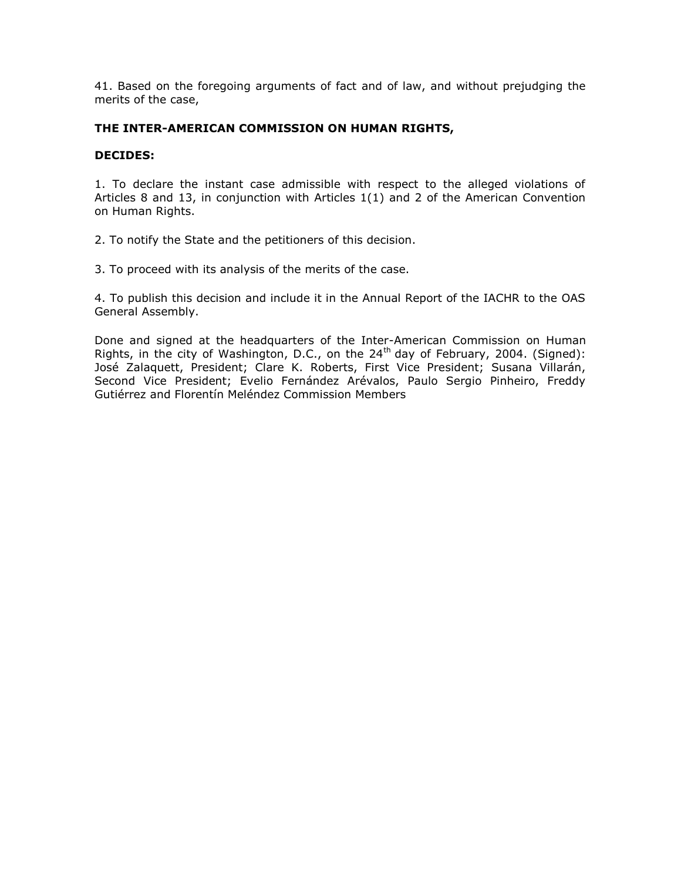41. Based on the foregoing arguments of fact and of law, and without prejudging the merits of the case,

**THE INTER-AMERICAN COMMISSION ON HUMAN RIGHTS,**

**DECIDES:**

1. To declare the instant case admissible with respect to the alleged violations of Articles 8 and 13, in conjunction with Articles 1(1) and 2 of the American Convention on Human Rights.

2. To notify the State and the petitioners of this decision.

3. To proceed with its analysis of the merits of the case.

4. To publish this decision and include it in the Annual Report of the IACHR to the OAS General Assembly.

Done and signed at the headquarters of the Inter-American Commission on Human Rights, in the city of Washington, D.C., on the 24th day of February, 2004. (Signed): José Zalaquett, President; Clare K. Roberts, First Vice President; Susana Villarán, Second Vice President; Evelio Fernández Arévalos, Paulo Sergio Pinheiro, Freddy Gutiérrez and Florentín Meléndez Commission Members